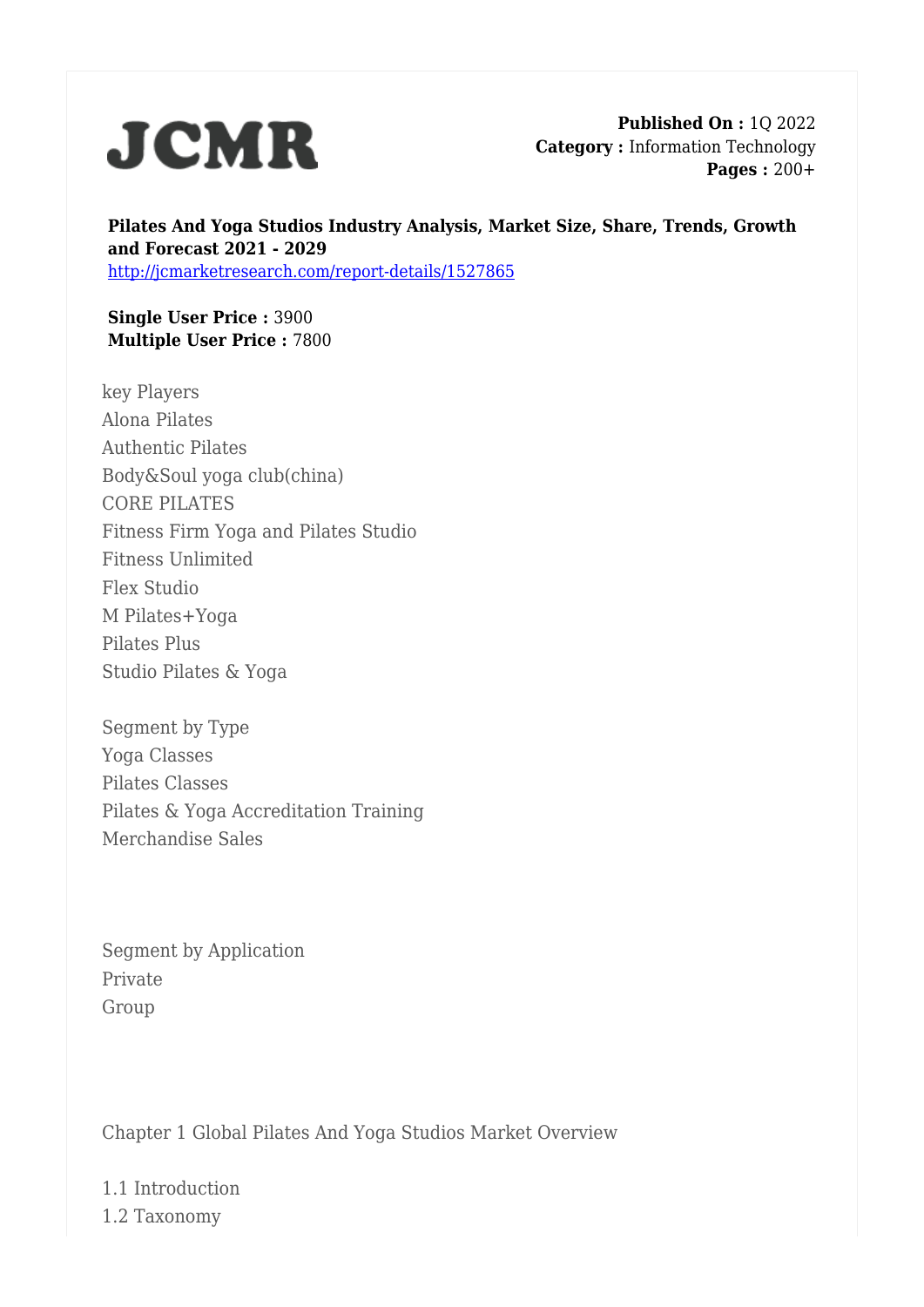# JCMR

**Published On :** 1Q 2022
**Category :** Information Technology
**Pages :** 200+

**Pilates And Yoga Studios Industry Analysis, Market Size, Share, Trends, Growth and Forecast 2021 - 2029**
http://jcmarketresearch.com/report-details/1527865

**Single User Price :** 3900
**Multiple User Price :** 7800

key Players
Alona Pilates
Authentic Pilates
Body&Soul yoga club(china)
CORE PILATES
Fitness Firm Yoga and Pilates Studio
Fitness Unlimited
Flex Studio
M Pilates+Yoga
Pilates Plus
Studio Pilates & Yoga

Segment by Type
Yoga Classes
Pilates Classes
Pilates & Yoga Accreditation Training
Merchandise Sales

Segment by Application
Private
Group

Chapter 1 Global Pilates And Yoga Studios Market Overview

1.1 Introduction
1.2 Taxonomy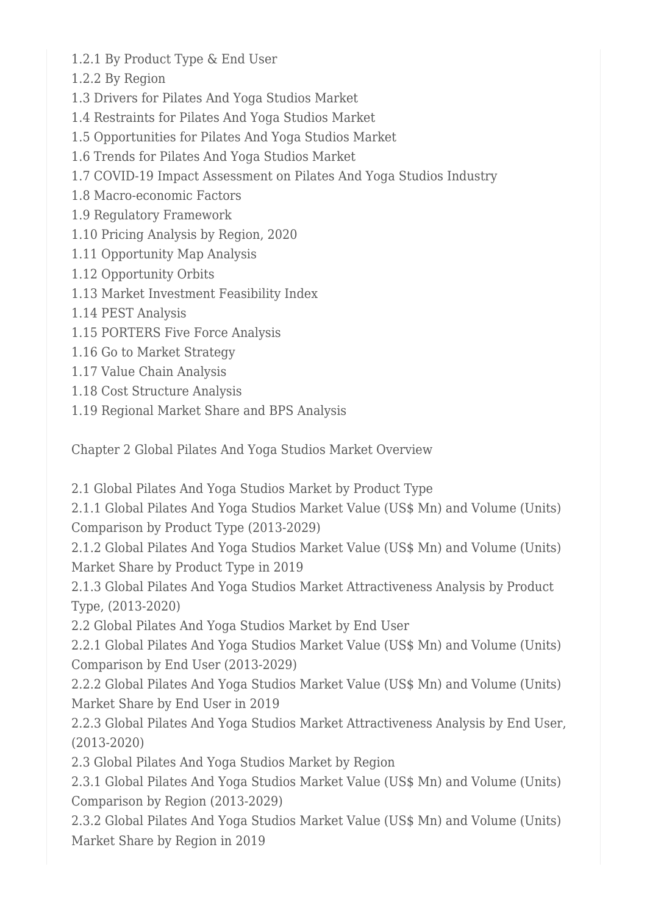1.2.1 By Product Type & End User
1.2.2 By Region
1.3 Drivers for Pilates And Yoga Studios Market
1.4 Restraints for Pilates And Yoga Studios Market
1.5 Opportunities for Pilates And Yoga Studios Market
1.6 Trends for Pilates And Yoga Studios Market
1.7 COVID-19 Impact Assessment on Pilates And Yoga Studios Industry
1.8 Macro-economic Factors
1.9 Regulatory Framework
1.10 Pricing Analysis by Region, 2020
1.11 Opportunity Map Analysis
1.12 Opportunity Orbits
1.13 Market Investment Feasibility Index
1.14 PEST Analysis
1.15 PORTERS Five Force Analysis
1.16 Go to Market Strategy
1.17 Value Chain Analysis
1.18 Cost Structure Analysis
1.19 Regional Market Share and BPS Analysis

Chapter 2 Global Pilates And Yoga Studios Market Overview

2.1 Global Pilates And Yoga Studios Market by Product Type
2.1.1 Global Pilates And Yoga Studios Market Value (US$ Mn) and Volume (Units) Comparison by Product Type (2013-2029)
2.1.2 Global Pilates And Yoga Studios Market Value (US$ Mn) and Volume (Units) Market Share by Product Type in 2019
2.1.3 Global Pilates And Yoga Studios Market Attractiveness Analysis by Product Type, (2013-2020)
2.2 Global Pilates And Yoga Studios Market by End User
2.2.1 Global Pilates And Yoga Studios Market Value (US$ Mn) and Volume (Units) Comparison by End User (2013-2029)
2.2.2 Global Pilates And Yoga Studios Market Value (US$ Mn) and Volume (Units) Market Share by End User in 2019
2.2.3 Global Pilates And Yoga Studios Market Attractiveness Analysis by End User, (2013-2020)
2.3 Global Pilates And Yoga Studios Market by Region
2.3.1 Global Pilates And Yoga Studios Market Value (US$ Mn) and Volume (Units) Comparison by Region (2013-2029)
2.3.2 Global Pilates And Yoga Studios Market Value (US$ Mn) and Volume (Units) Market Share by Region in 2019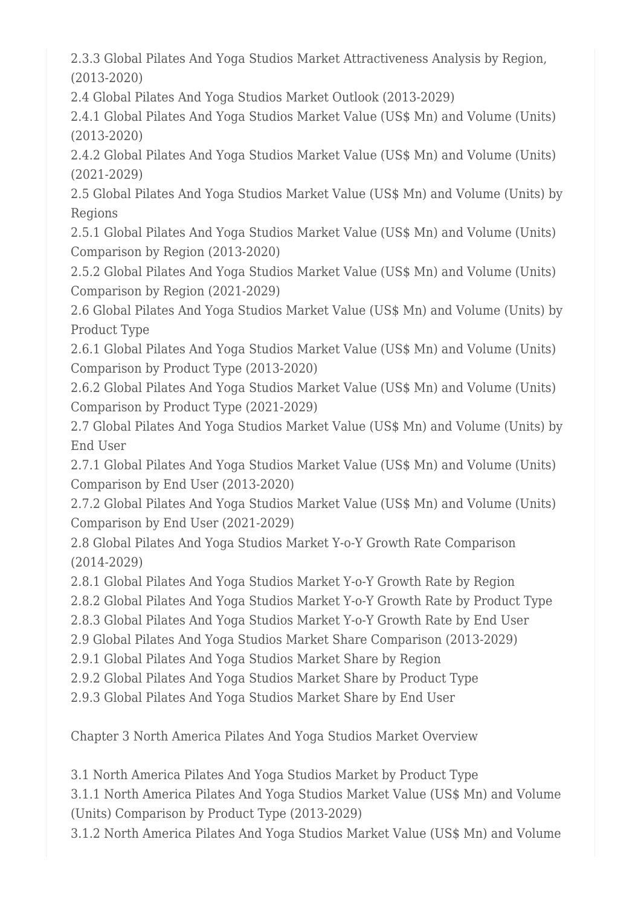2.3.3 Global Pilates And Yoga Studios Market Attractiveness Analysis by Region, (2013-2020)
2.4 Global Pilates And Yoga Studios Market Outlook (2013-2029)
2.4.1 Global Pilates And Yoga Studios Market Value (US$ Mn) and Volume (Units) (2013-2020)
2.4.2 Global Pilates And Yoga Studios Market Value (US$ Mn) and Volume (Units) (2021-2029)
2.5 Global Pilates And Yoga Studios Market Value (US$ Mn) and Volume (Units) by Regions
2.5.1 Global Pilates And Yoga Studios Market Value (US$ Mn) and Volume (Units) Comparison by Region (2013-2020)
2.5.2 Global Pilates And Yoga Studios Market Value (US$ Mn) and Volume (Units) Comparison by Region (2021-2029)
2.6 Global Pilates And Yoga Studios Market Value (US$ Mn) and Volume (Units) by Product Type
2.6.1 Global Pilates And Yoga Studios Market Value (US$ Mn) and Volume (Units) Comparison by Product Type (2013-2020)
2.6.2 Global Pilates And Yoga Studios Market Value (US$ Mn) and Volume (Units) Comparison by Product Type (2021-2029)
2.7 Global Pilates And Yoga Studios Market Value (US$ Mn) and Volume (Units) by End User
2.7.1 Global Pilates And Yoga Studios Market Value (US$ Mn) and Volume (Units) Comparison by End User (2013-2020)
2.7.2 Global Pilates And Yoga Studios Market Value (US$ Mn) and Volume (Units) Comparison by End User (2021-2029)
2.8 Global Pilates And Yoga Studios Market Y-o-Y Growth Rate Comparison (2014-2029)
2.8.1 Global Pilates And Yoga Studios Market Y-o-Y Growth Rate by Region
2.8.2 Global Pilates And Yoga Studios Market Y-o-Y Growth Rate by Product Type
2.8.3 Global Pilates And Yoga Studios Market Y-o-Y Growth Rate by End User
2.9 Global Pilates And Yoga Studios Market Share Comparison (2013-2029)
2.9.1 Global Pilates And Yoga Studios Market Share by Region
2.9.2 Global Pilates And Yoga Studios Market Share by Product Type
2.9.3 Global Pilates And Yoga Studios Market Share by End User

Chapter 3 North America Pilates And Yoga Studios Market Overview

3.1 North America Pilates And Yoga Studios Market by Product Type
3.1.1 North America Pilates And Yoga Studios Market Value (US$ Mn) and Volume (Units) Comparison by Product Type (2013-2029)
3.1.2 North America Pilates And Yoga Studios Market Value (US$ Mn) and Volume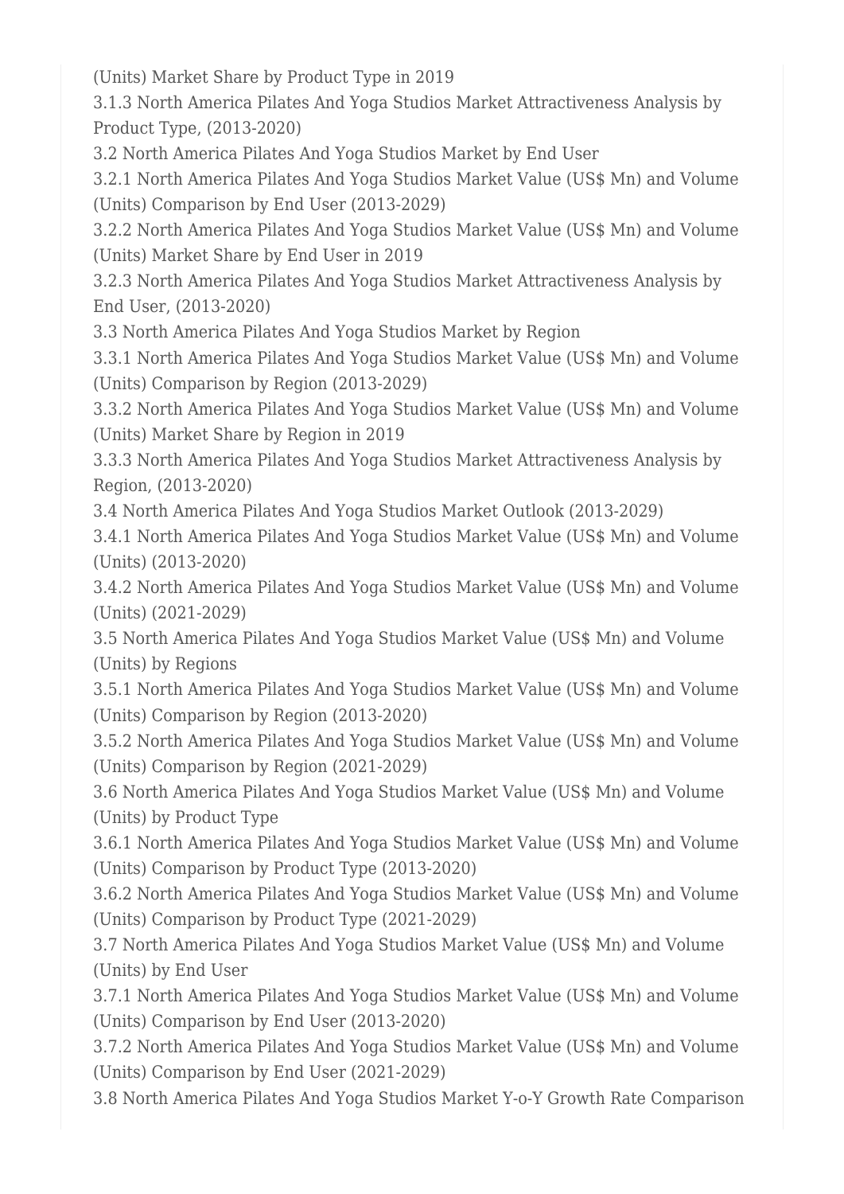(Units) Market Share by Product Type in 2019

3.1.3 North America Pilates And Yoga Studios Market Attractiveness Analysis by Product Type, (2013-2020)

3.2 North America Pilates And Yoga Studios Market by End User

3.2.1 North America Pilates And Yoga Studios Market Value (US$ Mn) and Volume (Units) Comparison by End User (2013-2029)

3.2.2 North America Pilates And Yoga Studios Market Value (US$ Mn) and Volume (Units) Market Share by End User in 2019

3.2.3 North America Pilates And Yoga Studios Market Attractiveness Analysis by End User, (2013-2020)

3.3 North America Pilates And Yoga Studios Market by Region

3.3.1 North America Pilates And Yoga Studios Market Value (US$ Mn) and Volume (Units) Comparison by Region (2013-2029)

3.3.2 North America Pilates And Yoga Studios Market Value (US$ Mn) and Volume (Units) Market Share by Region in 2019

3.3.3 North America Pilates And Yoga Studios Market Attractiveness Analysis by Region, (2013-2020)

3.4 North America Pilates And Yoga Studios Market Outlook (2013-2029)

3.4.1 North America Pilates And Yoga Studios Market Value (US$ Mn) and Volume (Units) (2013-2020)

3.4.2 North America Pilates And Yoga Studios Market Value (US$ Mn) and Volume (Units) (2021-2029)

3.5 North America Pilates And Yoga Studios Market Value (US$ Mn) and Volume (Units) by Regions

3.5.1 North America Pilates And Yoga Studios Market Value (US$ Mn) and Volume (Units) Comparison by Region (2013-2020)

3.5.2 North America Pilates And Yoga Studios Market Value (US$ Mn) and Volume (Units) Comparison by Region (2021-2029)

3.6 North America Pilates And Yoga Studios Market Value (US$ Mn) and Volume (Units) by Product Type

3.6.1 North America Pilates And Yoga Studios Market Value (US$ Mn) and Volume (Units) Comparison by Product Type (2013-2020)

3.6.2 North America Pilates And Yoga Studios Market Value (US$ Mn) and Volume (Units) Comparison by Product Type (2021-2029)

3.7 North America Pilates And Yoga Studios Market Value (US$ Mn) and Volume (Units) by End User

3.7.1 North America Pilates And Yoga Studios Market Value (US$ Mn) and Volume (Units) Comparison by End User (2013-2020)

3.7.2 North America Pilates And Yoga Studios Market Value (US$ Mn) and Volume (Units) Comparison by End User (2021-2029)

3.8 North America Pilates And Yoga Studios Market Y-o-Y Growth Rate Comparison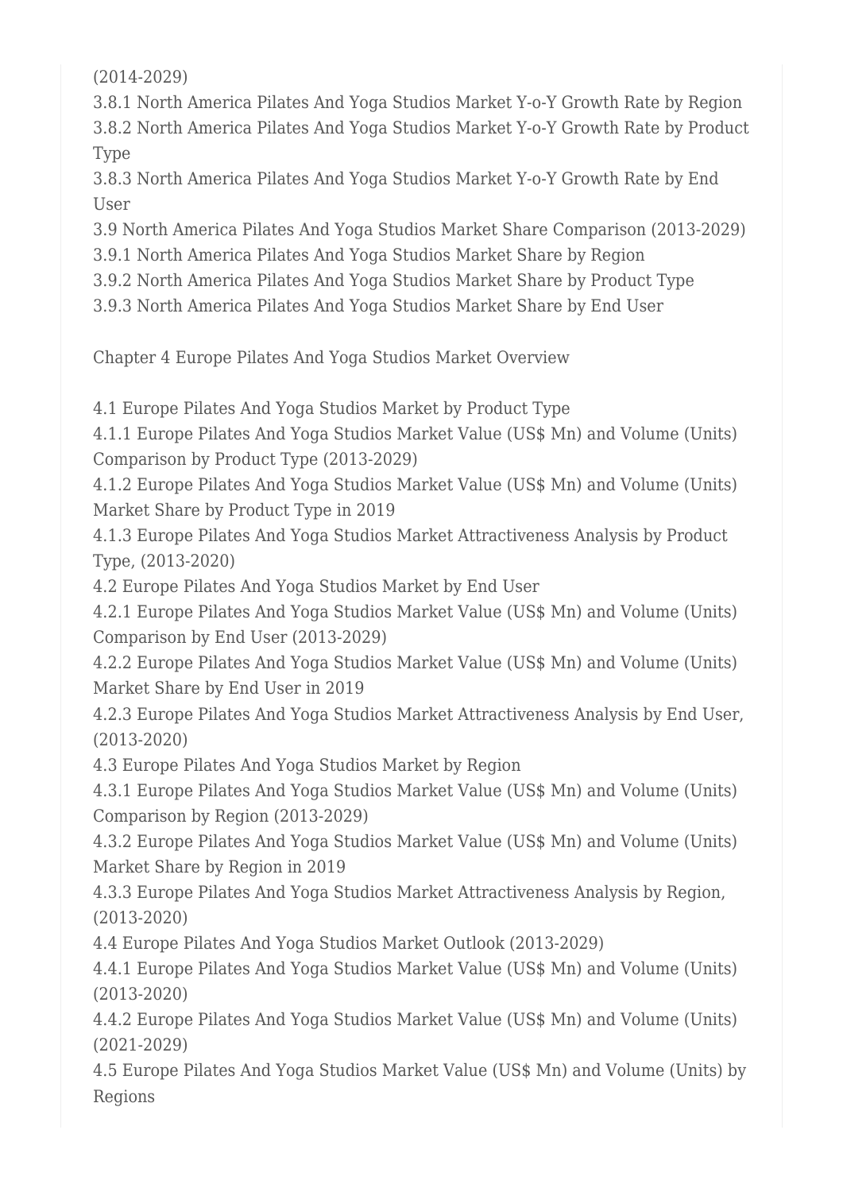(2014-2029)

3.8.1 North America Pilates And Yoga Studios Market Y-o-Y Growth Rate by Region

3.8.2 North America Pilates And Yoga Studios Market Y-o-Y Growth Rate by Product Type

3.8.3 North America Pilates And Yoga Studios Market Y-o-Y Growth Rate by End User

3.9 North America Pilates And Yoga Studios Market Share Comparison (2013-2029)

3.9.1 North America Pilates And Yoga Studios Market Share by Region

3.9.2 North America Pilates And Yoga Studios Market Share by Product Type

3.9.3 North America Pilates And Yoga Studios Market Share by End User

Chapter 4 Europe Pilates And Yoga Studios Market Overview

4.1 Europe Pilates And Yoga Studios Market by Product Type

4.1.1 Europe Pilates And Yoga Studios Market Value (US$ Mn) and Volume (Units) Comparison by Product Type (2013-2029)

4.1.2 Europe Pilates And Yoga Studios Market Value (US$ Mn) and Volume (Units) Market Share by Product Type in 2019

4.1.3 Europe Pilates And Yoga Studios Market Attractiveness Analysis by Product Type, (2013-2020)

4.2 Europe Pilates And Yoga Studios Market by End User

4.2.1 Europe Pilates And Yoga Studios Market Value (US$ Mn) and Volume (Units) Comparison by End User (2013-2029)

4.2.2 Europe Pilates And Yoga Studios Market Value (US$ Mn) and Volume (Units) Market Share by End User in 2019

4.2.3 Europe Pilates And Yoga Studios Market Attractiveness Analysis by End User, (2013-2020)

4.3 Europe Pilates And Yoga Studios Market by Region

4.3.1 Europe Pilates And Yoga Studios Market Value (US$ Mn) and Volume (Units) Comparison by Region (2013-2029)

4.3.2 Europe Pilates And Yoga Studios Market Value (US$ Mn) and Volume (Units) Market Share by Region in 2019

4.3.3 Europe Pilates And Yoga Studios Market Attractiveness Analysis by Region, (2013-2020)

4.4 Europe Pilates And Yoga Studios Market Outlook (2013-2029)

4.4.1 Europe Pilates And Yoga Studios Market Value (US$ Mn) and Volume (Units) (2013-2020)

4.4.2 Europe Pilates And Yoga Studios Market Value (US$ Mn) and Volume (Units) (2021-2029)

4.5 Europe Pilates And Yoga Studios Market Value (US$ Mn) and Volume (Units) by Regions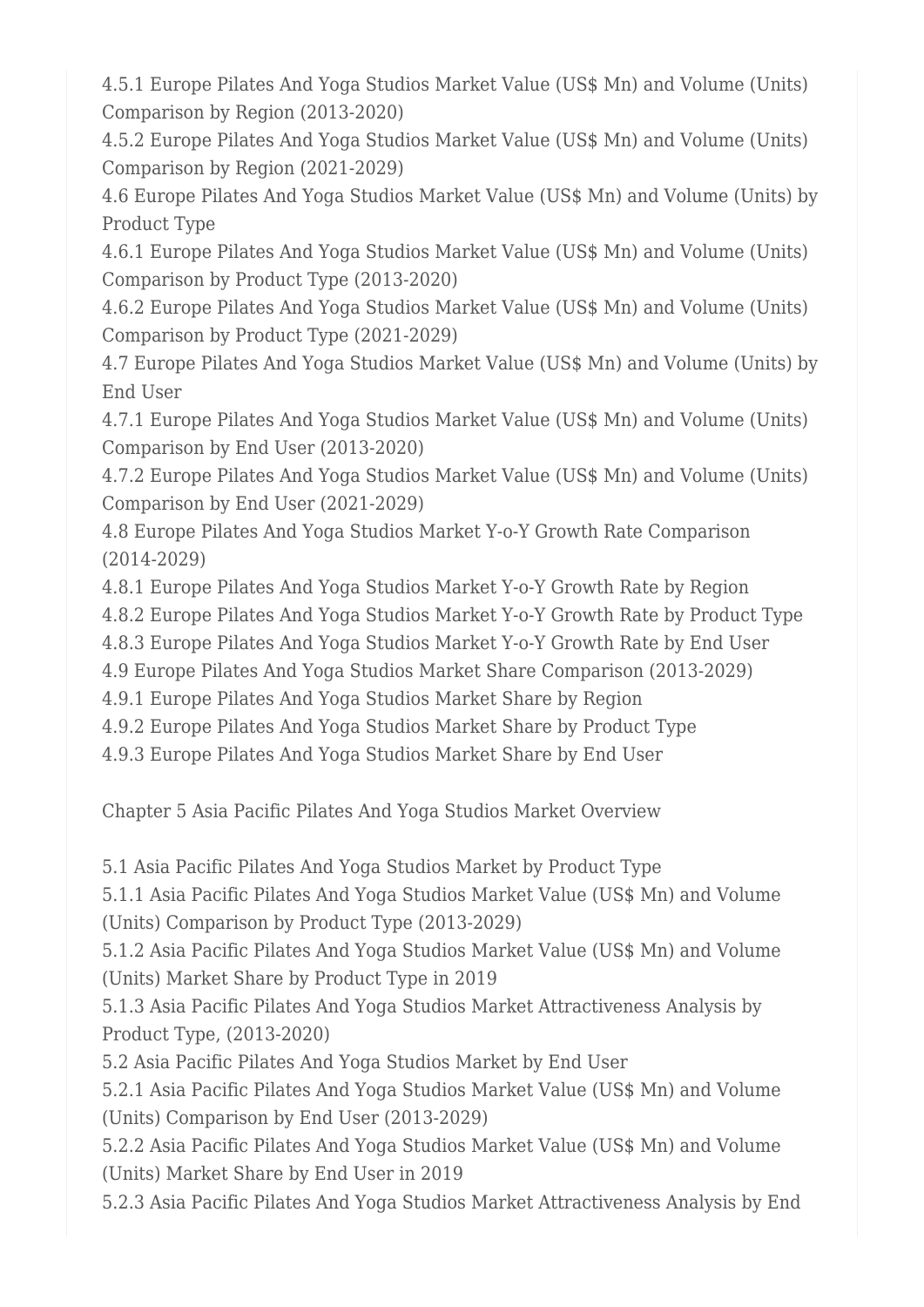4.5.1 Europe Pilates And Yoga Studios Market Value (US$ Mn) and Volume (Units) Comparison by Region (2013-2020)
4.5.2 Europe Pilates And Yoga Studios Market Value (US$ Mn) and Volume (Units) Comparison by Region (2021-2029)
4.6 Europe Pilates And Yoga Studios Market Value (US$ Mn) and Volume (Units) by Product Type
4.6.1 Europe Pilates And Yoga Studios Market Value (US$ Mn) and Volume (Units) Comparison by Product Type (2013-2020)
4.6.2 Europe Pilates And Yoga Studios Market Value (US$ Mn) and Volume (Units) Comparison by Product Type (2021-2029)
4.7 Europe Pilates And Yoga Studios Market Value (US$ Mn) and Volume (Units) by End User
4.7.1 Europe Pilates And Yoga Studios Market Value (US$ Mn) and Volume (Units) Comparison by End User (2013-2020)
4.7.2 Europe Pilates And Yoga Studios Market Value (US$ Mn) and Volume (Units) Comparison by End User (2021-2029)
4.8 Europe Pilates And Yoga Studios Market Y-o-Y Growth Rate Comparison (2014-2029)
4.8.1 Europe Pilates And Yoga Studios Market Y-o-Y Growth Rate by Region
4.8.2 Europe Pilates And Yoga Studios Market Y-o-Y Growth Rate by Product Type
4.8.3 Europe Pilates And Yoga Studios Market Y-o-Y Growth Rate by End User
4.9 Europe Pilates And Yoga Studios Market Share Comparison (2013-2029)
4.9.1 Europe Pilates And Yoga Studios Market Share by Region
4.9.2 Europe Pilates And Yoga Studios Market Share by Product Type
4.9.3 Europe Pilates And Yoga Studios Market Share by End User

Chapter 5 Asia Pacific Pilates And Yoga Studios Market Overview

5.1 Asia Pacific Pilates And Yoga Studios Market by Product Type
5.1.1 Asia Pacific Pilates And Yoga Studios Market Value (US$ Mn) and Volume (Units) Comparison by Product Type (2013-2029)
5.1.2 Asia Pacific Pilates And Yoga Studios Market Value (US$ Mn) and Volume (Units) Market Share by Product Type in 2019
5.1.3 Asia Pacific Pilates And Yoga Studios Market Attractiveness Analysis by Product Type, (2013-2020)
5.2 Asia Pacific Pilates And Yoga Studios Market by End User
5.2.1 Asia Pacific Pilates And Yoga Studios Market Value (US$ Mn) and Volume (Units) Comparison by End User (2013-2029)
5.2.2 Asia Pacific Pilates And Yoga Studios Market Value (US$ Mn) and Volume (Units) Market Share by End User in 2019
5.2.3 Asia Pacific Pilates And Yoga Studios Market Attractiveness Analysis by End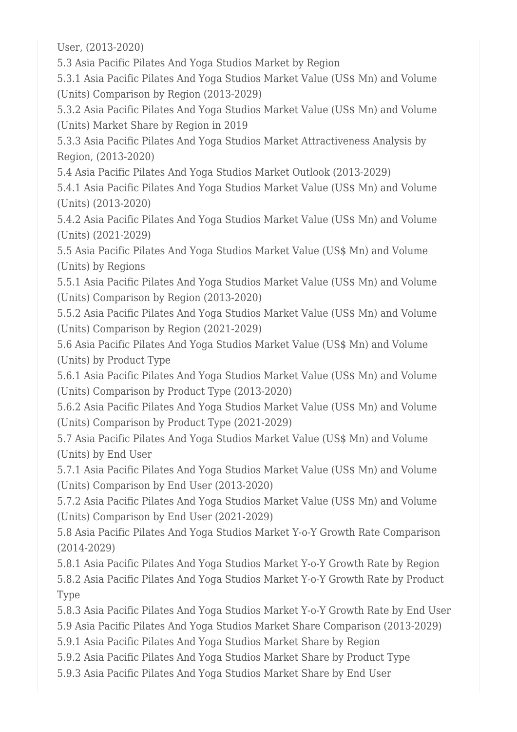User, (2013-2020)

5.3 Asia Pacific Pilates And Yoga Studios Market by Region

5.3.1 Asia Pacific Pilates And Yoga Studios Market Value (US$ Mn) and Volume (Units) Comparison by Region (2013-2029)

5.3.2 Asia Pacific Pilates And Yoga Studios Market Value (US$ Mn) and Volume (Units) Market Share by Region in 2019

5.3.3 Asia Pacific Pilates And Yoga Studios Market Attractiveness Analysis by Region, (2013-2020)

5.4 Asia Pacific Pilates And Yoga Studios Market Outlook (2013-2029)

5.4.1 Asia Pacific Pilates And Yoga Studios Market Value (US$ Mn) and Volume (Units) (2013-2020)

5.4.2 Asia Pacific Pilates And Yoga Studios Market Value (US$ Mn) and Volume (Units) (2021-2029)

5.5 Asia Pacific Pilates And Yoga Studios Market Value (US$ Mn) and Volume (Units) by Regions

5.5.1 Asia Pacific Pilates And Yoga Studios Market Value (US$ Mn) and Volume (Units) Comparison by Region (2013-2020)

5.5.2 Asia Pacific Pilates And Yoga Studios Market Value (US$ Mn) and Volume (Units) Comparison by Region (2021-2029)

5.6 Asia Pacific Pilates And Yoga Studios Market Value (US$ Mn) and Volume (Units) by Product Type

5.6.1 Asia Pacific Pilates And Yoga Studios Market Value (US$ Mn) and Volume (Units) Comparison by Product Type (2013-2020)

5.6.2 Asia Pacific Pilates And Yoga Studios Market Value (US$ Mn) and Volume (Units) Comparison by Product Type (2021-2029)

5.7 Asia Pacific Pilates And Yoga Studios Market Value (US$ Mn) and Volume (Units) by End User

5.7.1 Asia Pacific Pilates And Yoga Studios Market Value (US$ Mn) and Volume (Units) Comparison by End User (2013-2020)

5.7.2 Asia Pacific Pilates And Yoga Studios Market Value (US$ Mn) and Volume (Units) Comparison by End User (2021-2029)

5.8 Asia Pacific Pilates And Yoga Studios Market Y-o-Y Growth Rate Comparison (2014-2029)

5.8.1 Asia Pacific Pilates And Yoga Studios Market Y-o-Y Growth Rate by Region

5.8.2 Asia Pacific Pilates And Yoga Studios Market Y-o-Y Growth Rate by Product Type

5.8.3 Asia Pacific Pilates And Yoga Studios Market Y-o-Y Growth Rate by End User

5.9 Asia Pacific Pilates And Yoga Studios Market Share Comparison (2013-2029)

5.9.1 Asia Pacific Pilates And Yoga Studios Market Share by Region

5.9.2 Asia Pacific Pilates And Yoga Studios Market Share by Product Type

5.9.3 Asia Pacific Pilates And Yoga Studios Market Share by End User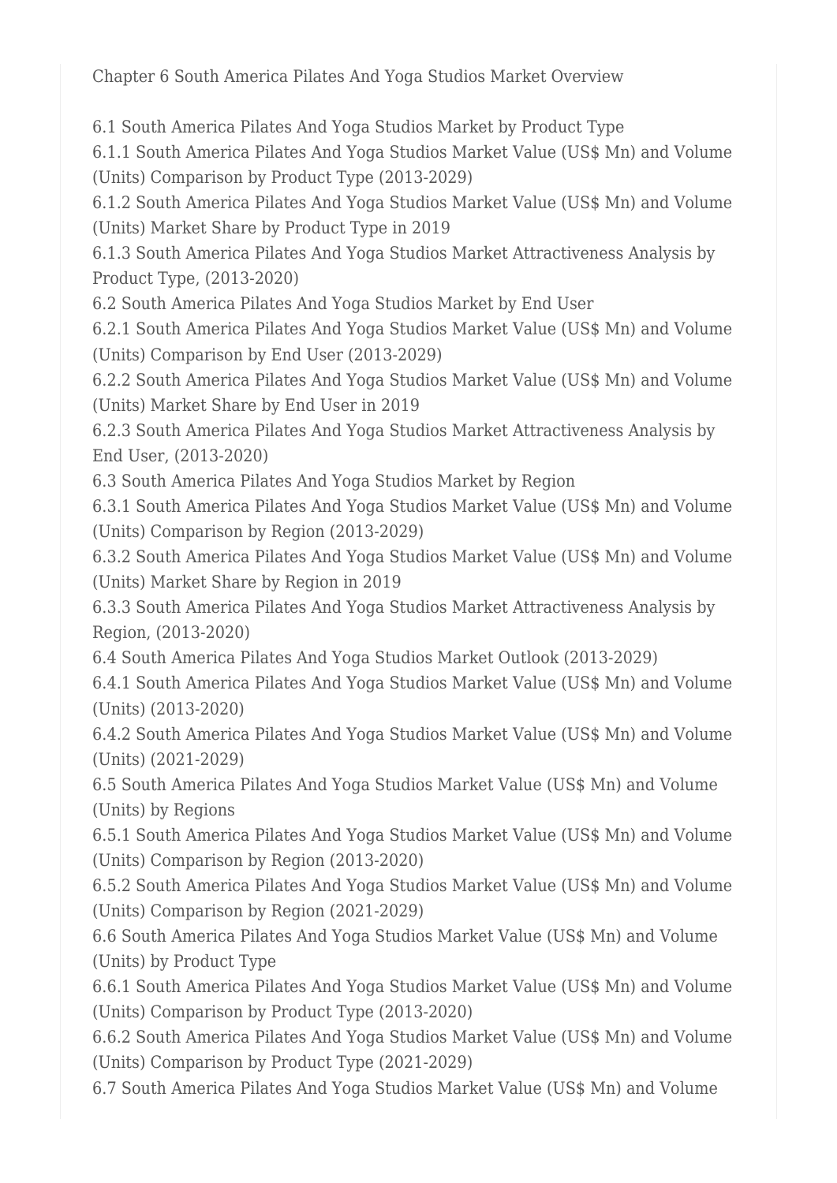Chapter 6 South America Pilates And Yoga Studios Market Overview

6.1 South America Pilates And Yoga Studios Market by Product Type
6.1.1 South America Pilates And Yoga Studios Market Value (US$ Mn) and Volume (Units) Comparison by Product Type (2013-2029)
6.1.2 South America Pilates And Yoga Studios Market Value (US$ Mn) and Volume (Units) Market Share by Product Type in 2019
6.1.3 South America Pilates And Yoga Studios Market Attractiveness Analysis by Product Type, (2013-2020)
6.2 South America Pilates And Yoga Studios Market by End User
6.2.1 South America Pilates And Yoga Studios Market Value (US$ Mn) and Volume (Units) Comparison by End User (2013-2029)
6.2.2 South America Pilates And Yoga Studios Market Value (US$ Mn) and Volume (Units) Market Share by End User in 2019
6.2.3 South America Pilates And Yoga Studios Market Attractiveness Analysis by End User, (2013-2020)
6.3 South America Pilates And Yoga Studios Market by Region
6.3.1 South America Pilates And Yoga Studios Market Value (US$ Mn) and Volume (Units) Comparison by Region (2013-2029)
6.3.2 South America Pilates And Yoga Studios Market Value (US$ Mn) and Volume (Units) Market Share by Region in 2019
6.3.3 South America Pilates And Yoga Studios Market Attractiveness Analysis by Region, (2013-2020)
6.4 South America Pilates And Yoga Studios Market Outlook (2013-2029)
6.4.1 South America Pilates And Yoga Studios Market Value (US$ Mn) and Volume (Units) (2013-2020)
6.4.2 South America Pilates And Yoga Studios Market Value (US$ Mn) and Volume (Units) (2021-2029)
6.5 South America Pilates And Yoga Studios Market Value (US$ Mn) and Volume (Units) by Regions
6.5.1 South America Pilates And Yoga Studios Market Value (US$ Mn) and Volume (Units) Comparison by Region (2013-2020)
6.5.2 South America Pilates And Yoga Studios Market Value (US$ Mn) and Volume (Units) Comparison by Region (2021-2029)
6.6 South America Pilates And Yoga Studios Market Value (US$ Mn) and Volume (Units) by Product Type
6.6.1 South America Pilates And Yoga Studios Market Value (US$ Mn) and Volume (Units) Comparison by Product Type (2013-2020)
6.6.2 South America Pilates And Yoga Studios Market Value (US$ Mn) and Volume (Units) Comparison by Product Type (2021-2029)
6.7 South America Pilates And Yoga Studios Market Value (US$ Mn) and Volume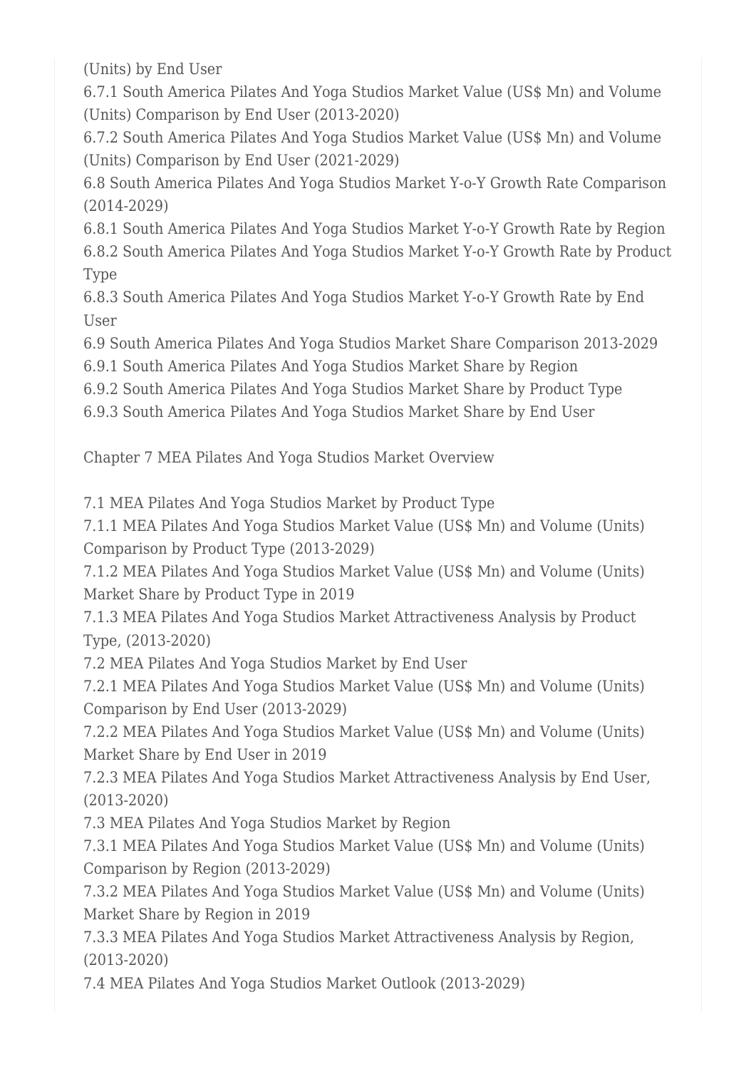(Units) by End User

6.7.1 South America Pilates And Yoga Studios Market Value (US$ Mn) and Volume (Units) Comparison by End User (2013-2020)

6.7.2 South America Pilates And Yoga Studios Market Value (US$ Mn) and Volume (Units) Comparison by End User (2021-2029)

6.8 South America Pilates And Yoga Studios Market Y-o-Y Growth Rate Comparison (2014-2029)

6.8.1 South America Pilates And Yoga Studios Market Y-o-Y Growth Rate by Region

6.8.2 South America Pilates And Yoga Studios Market Y-o-Y Growth Rate by Product Type

6.8.3 South America Pilates And Yoga Studios Market Y-o-Y Growth Rate by End User

6.9 South America Pilates And Yoga Studios Market Share Comparison 2013-2029

6.9.1 South America Pilates And Yoga Studios Market Share by Region

6.9.2 South America Pilates And Yoga Studios Market Share by Product Type

6.9.3 South America Pilates And Yoga Studios Market Share by End User

Chapter 7 MEA Pilates And Yoga Studios Market Overview

7.1 MEA Pilates And Yoga Studios Market by Product Type

7.1.1 MEA Pilates And Yoga Studios Market Value (US$ Mn) and Volume (Units) Comparison by Product Type (2013-2029)

7.1.2 MEA Pilates And Yoga Studios Market Value (US$ Mn) and Volume (Units) Market Share by Product Type in 2019

7.1.3 MEA Pilates And Yoga Studios Market Attractiveness Analysis by Product Type, (2013-2020)

7.2 MEA Pilates And Yoga Studios Market by End User

7.2.1 MEA Pilates And Yoga Studios Market Value (US$ Mn) and Volume (Units) Comparison by End User (2013-2029)

7.2.2 MEA Pilates And Yoga Studios Market Value (US$ Mn) and Volume (Units) Market Share by End User in 2019

7.2.3 MEA Pilates And Yoga Studios Market Attractiveness Analysis by End User, (2013-2020)

7.3 MEA Pilates And Yoga Studios Market by Region

7.3.1 MEA Pilates And Yoga Studios Market Value (US$ Mn) and Volume (Units) Comparison by Region (2013-2029)

7.3.2 MEA Pilates And Yoga Studios Market Value (US$ Mn) and Volume (Units) Market Share by Region in 2019

7.3.3 MEA Pilates And Yoga Studios Market Attractiveness Analysis by Region, (2013-2020)

7.4 MEA Pilates And Yoga Studios Market Outlook (2013-2029)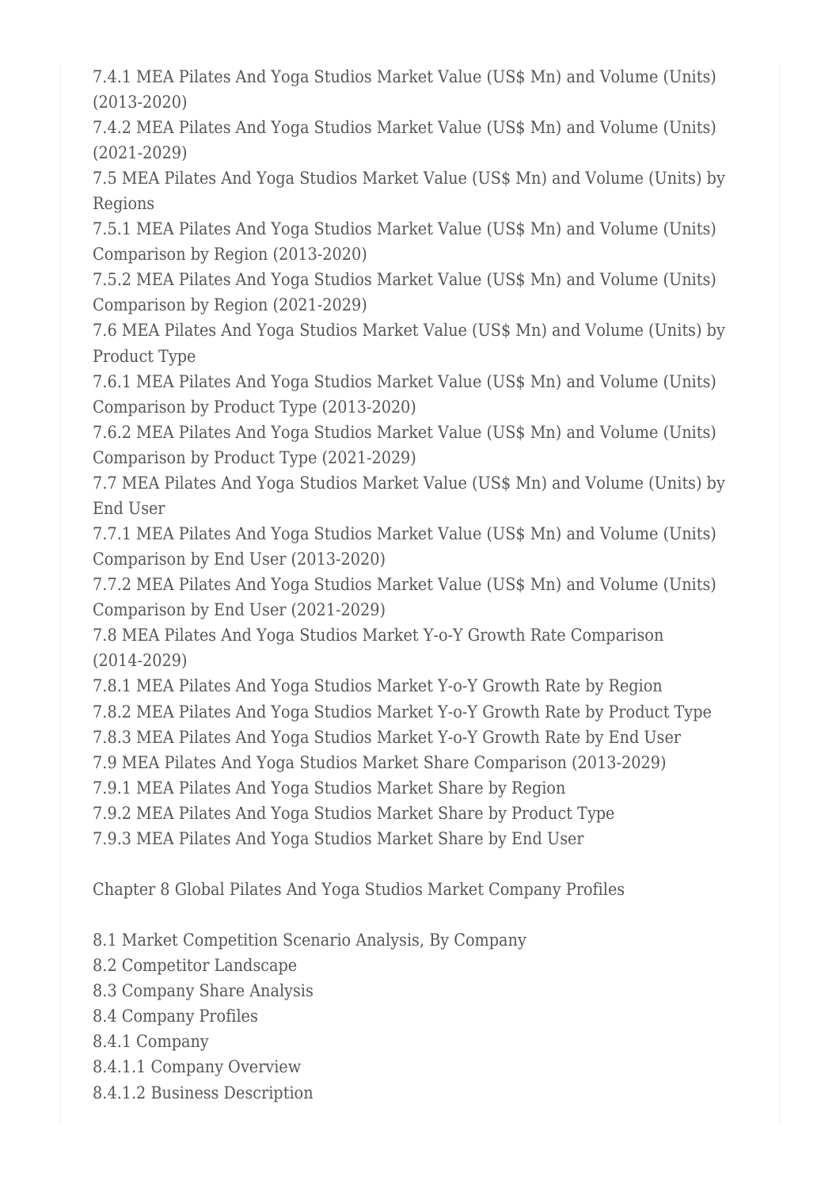7.4.1 MEA Pilates And Yoga Studios Market Value (US$ Mn) and Volume (Units) (2013-2020)
7.4.2 MEA Pilates And Yoga Studios Market Value (US$ Mn) and Volume (Units) (2021-2029)
7.5 MEA Pilates And Yoga Studios Market Value (US$ Mn) and Volume (Units) by Regions
7.5.1 MEA Pilates And Yoga Studios Market Value (US$ Mn) and Volume (Units) Comparison by Region (2013-2020)
7.5.2 MEA Pilates And Yoga Studios Market Value (US$ Mn) and Volume (Units) Comparison by Region (2021-2029)
7.6 MEA Pilates And Yoga Studios Market Value (US$ Mn) and Volume (Units) by Product Type
7.6.1 MEA Pilates And Yoga Studios Market Value (US$ Mn) and Volume (Units) Comparison by Product Type (2013-2020)
7.6.2 MEA Pilates And Yoga Studios Market Value (US$ Mn) and Volume (Units) Comparison by Product Type (2021-2029)
7.7 MEA Pilates And Yoga Studios Market Value (US$ Mn) and Volume (Units) by End User
7.7.1 MEA Pilates And Yoga Studios Market Value (US$ Mn) and Volume (Units) Comparison by End User (2013-2020)
7.7.2 MEA Pilates And Yoga Studios Market Value (US$ Mn) and Volume (Units) Comparison by End User (2021-2029)
7.8 MEA Pilates And Yoga Studios Market Y-o-Y Growth Rate Comparison (2014-2029)
7.8.1 MEA Pilates And Yoga Studios Market Y-o-Y Growth Rate by Region
7.8.2 MEA Pilates And Yoga Studios Market Y-o-Y Growth Rate by Product Type
7.8.3 MEA Pilates And Yoga Studios Market Y-o-Y Growth Rate by End User
7.9 MEA Pilates And Yoga Studios Market Share Comparison (2013-2029)
7.9.1 MEA Pilates And Yoga Studios Market Share by Region
7.9.2 MEA Pilates And Yoga Studios Market Share by Product Type
7.9.3 MEA Pilates And Yoga Studios Market Share by End User

Chapter 8 Global Pilates And Yoga Studios Market Company Profiles

8.1 Market Competition Scenario Analysis, By Company
8.2 Competitor Landscape
8.3 Company Share Analysis
8.4 Company Profiles
8.4.1 Company
8.4.1.1 Company Overview
8.4.1.2 Business Description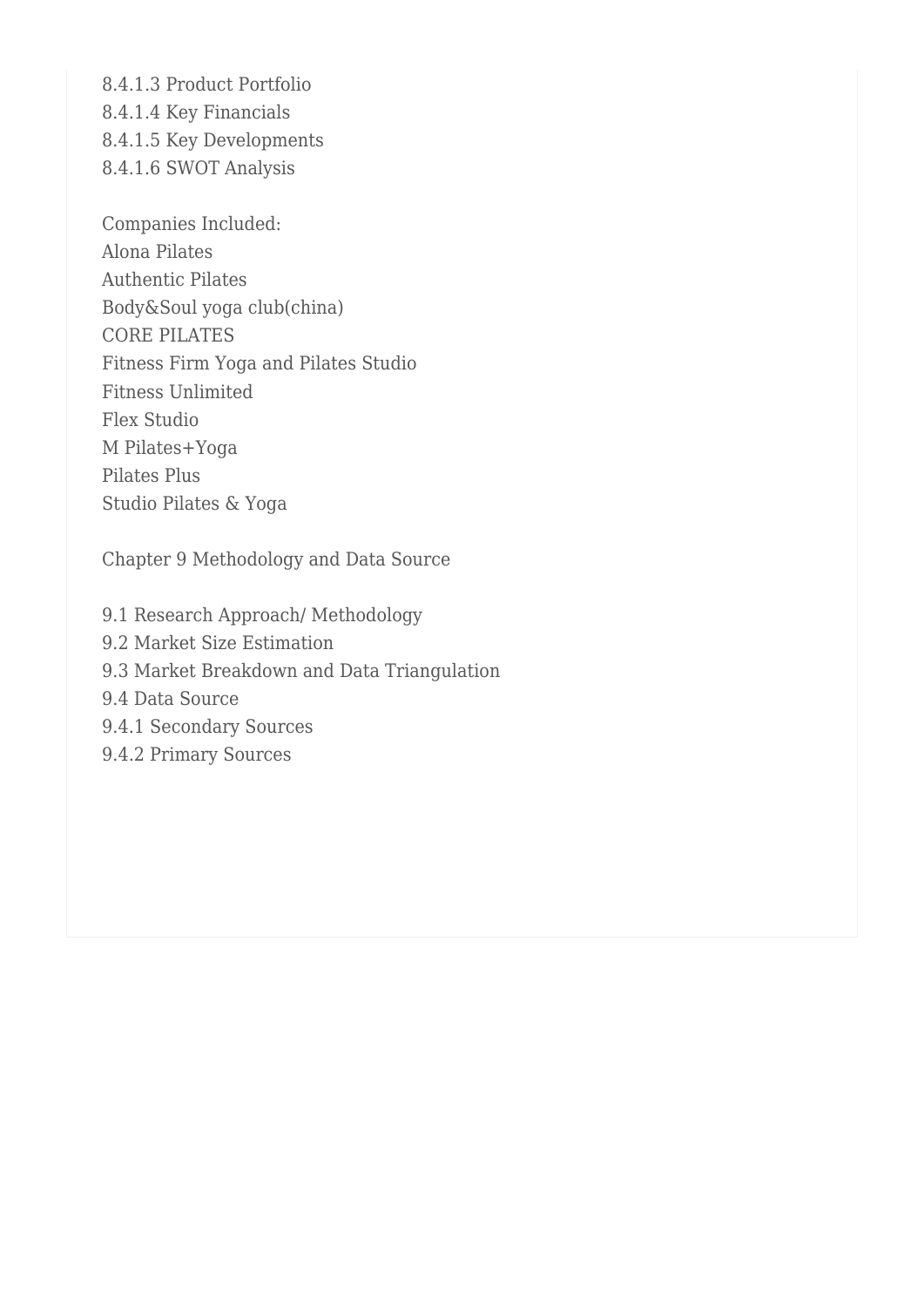8.4.1.3 Product Portfolio
8.4.1.4 Key Financials
8.4.1.5 Key Developments
8.4.1.6 SWOT Analysis

Companies Included:
Alona Pilates
Authentic Pilates
Body&Soul yoga club(china)
CORE PILATES
Fitness Firm Yoga and Pilates Studio
Fitness Unlimited
Flex Studio
M Pilates+Yoga
Pilates Plus
Studio Pilates & Yoga

Chapter 9 Methodology and Data Source

9.1 Research Approach/ Methodology
9.2 Market Size Estimation
9.3 Market Breakdown and Data Triangulation
9.4 Data Source
9.4.1 Secondary Sources
9.4.2 Primary Sources